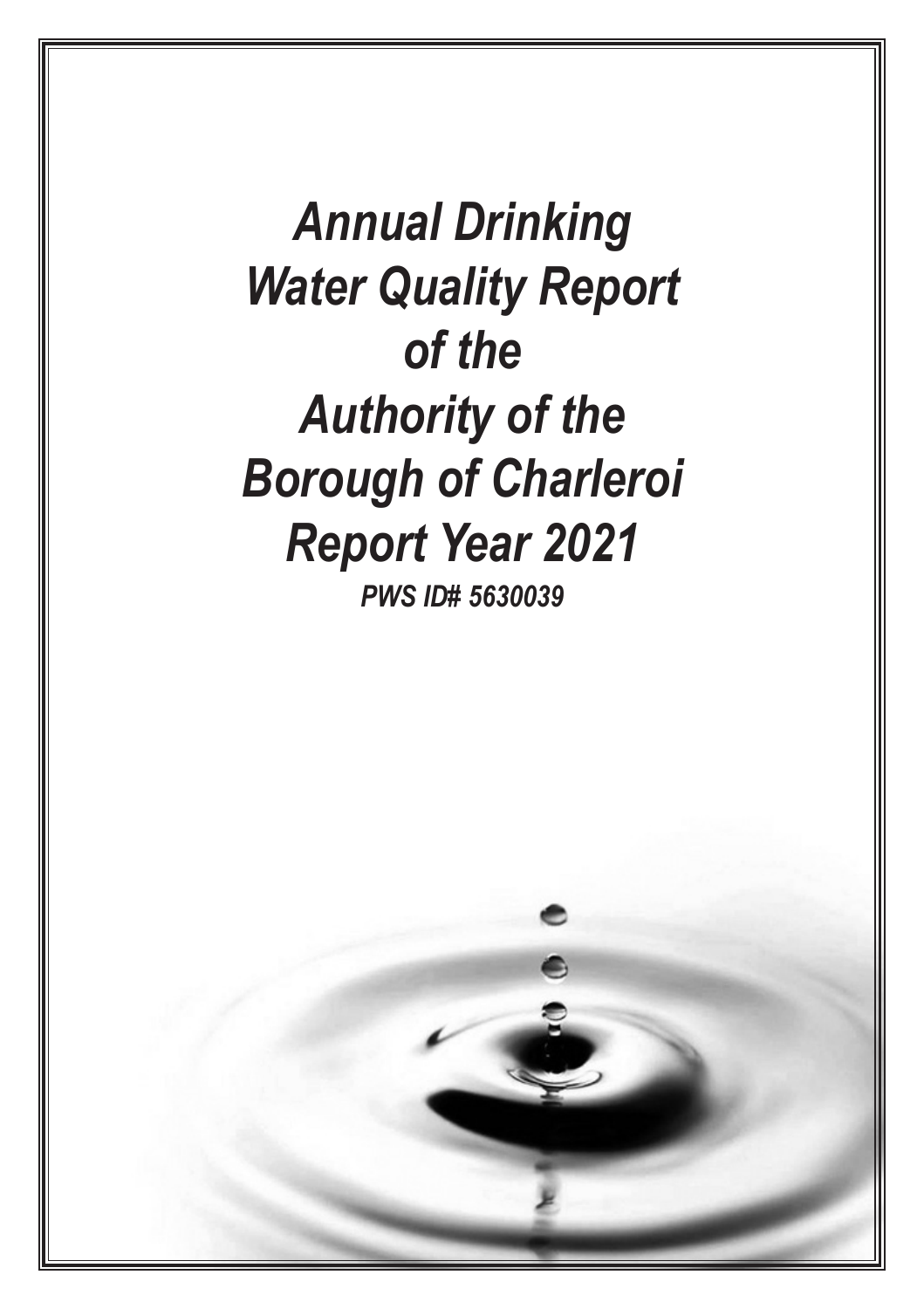# *Annual Drinking Water Quality Report of the Authority of the Borough of Charleroi Report Year 2021*

***PWS ID# 5630039***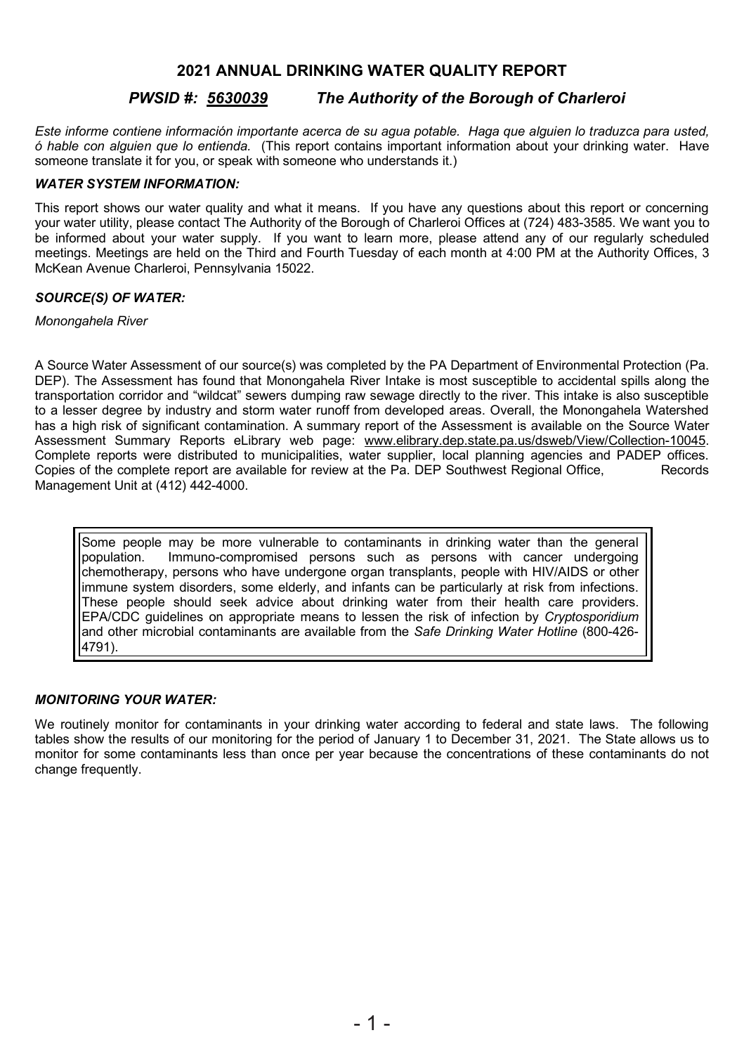## 2021 ANNUAL DRINKING WATER QUALITY REPORT

### *PWSID #: 5630039 The Authority of the Borough of Charleroi*

*Este informe contiene información importante acerca de su agua potable. Haga que alguien lo traduzca para usted, ó hable con alguien que lo entienda.* (This report contains important information about your drinking water. Have someone translate it for you, or speak with someone who understands it.)

***WATER SYSTEM INFORMATION:***

This report shows our water quality and what it means. If you have any questions about this report or concerning your water utility, please contact The Authority of the Borough of Charleroi Offices at (724) 483-3585. We want you to be informed about your water supply. If you want to learn more, please attend any of our regularly scheduled meetings. Meetings are held on the Third and Fourth Tuesday of each month at 4:00 PM at the Authority Offices, 3 McKean Avenue Charleroi, Pennsylvania 15022.

***SOURCE(S) OF WATER:***

*Monongahela River*

A Source Water Assessment of our source(s) was completed by the PA Department of Environmental Protection (Pa. DEP). The Assessment has found that Monongahela River Intake is most susceptible to accidental spills along the transportation corridor and "wildcat" sewers dumping raw sewage directly to the river. This intake is also susceptible to a lesser degree by industry and storm water runoff from developed areas. Overall, the Monongahela Watershed has a high risk of significant contamination. A summary report of the Assessment is available on the Source Water Assessment Summary Reports eLibrary web page: www.elibrary.dep.state.pa.us/dsweb/View/Collection-10045. Complete reports were distributed to municipalities, water supplier, local planning agencies and PADEP offices. Copies of the complete report are available for review at the Pa. DEP Southwest Regional Office, Records Management Unit at (412) 442-4000.

Some people may be more vulnerable to contaminants in drinking water than the general population. Immuno-compromised persons such as persons with cancer undergoing chemotherapy, persons who have undergone organ transplants, people with HIV/AIDS or other immune system disorders, some elderly, and infants can be particularly at risk from infections. These people should seek advice about drinking water from their health care providers. EPA/CDC guidelines on appropriate means to lessen the risk of infection by *Cryptosporidium* and other microbial contaminants are available from the *Safe Drinking Water Hotline* (800-426-4791).

***MONITORING YOUR WATER:***

We routinely monitor for contaminants in your drinking water according to federal and state laws. The following tables show the results of our monitoring for the period of January 1 to December 31, 2021. The State allows us to monitor for some contaminants less than once per year because the concentrations of these contaminants do not change frequently.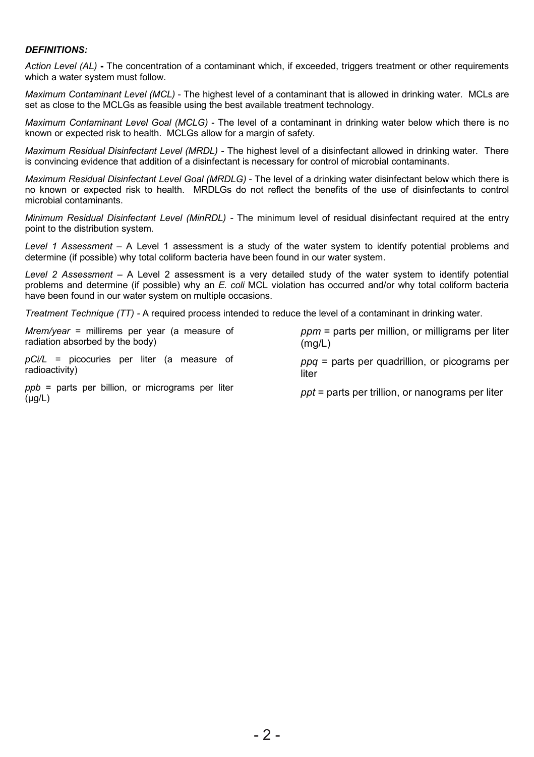***DEFINITIONS:***

*Action Level (AL)* **-** The concentration of a contaminant which, if exceeded, triggers treatment or other requirements which a water system must follow.

*Maximum Contaminant Level (MCL)* - The highest level of a contaminant that is allowed in drinking water. MCLs are set as close to the MCLGs as feasible using the best available treatment technology.

*Maximum Contaminant Level Goal (MCLG)* - The level of a contaminant in drinking water below which there is no known or expected risk to health. MCLGs allow for a margin of safety.

*Maximum Residual Disinfectant Level (MRDL)* - The highest level of a disinfectant allowed in drinking water. There is convincing evidence that addition of a disinfectant is necessary for control of microbial contaminants.

*Maximum Residual Disinfectant Level Goal (MRDLG)* - The level of a drinking water disinfectant below which there is no known or expected risk to health. MRDLGs do not reflect the benefits of the use of disinfectants to control microbial contaminants.

*Minimum Residual Disinfectant Level (MinRDL)* - The minimum level of residual disinfectant required at the entry point to the distribution system.

*Level 1 Assessment* – A Level 1 assessment is a study of the water system to identify potential problems and determine (if possible) why total coliform bacteria have been found in our water system.

*Level 2 Assessment* – A Level 2 assessment is a very detailed study of the water system to identify potential problems and determine (if possible) why an *E. coli* MCL violation has occurred and/or why total coliform bacteria have been found in our water system on multiple occasions.

*Treatment Technique (TT)* - A required process intended to reduce the level of a contaminant in drinking water.

*Mrem/year* = millirems per year (a measure of radiation absorbed by the body)

*pCi/L* = picocuries per liter (a measure of radioactivity)

*ppb* = parts per billion, or micrograms per liter (μg/L)

*ppm* = parts per million, or milligrams per liter (mg/L)

*ppq* = parts per quadrillion, or picograms per liter

*ppt* = parts per trillion, or nanograms per liter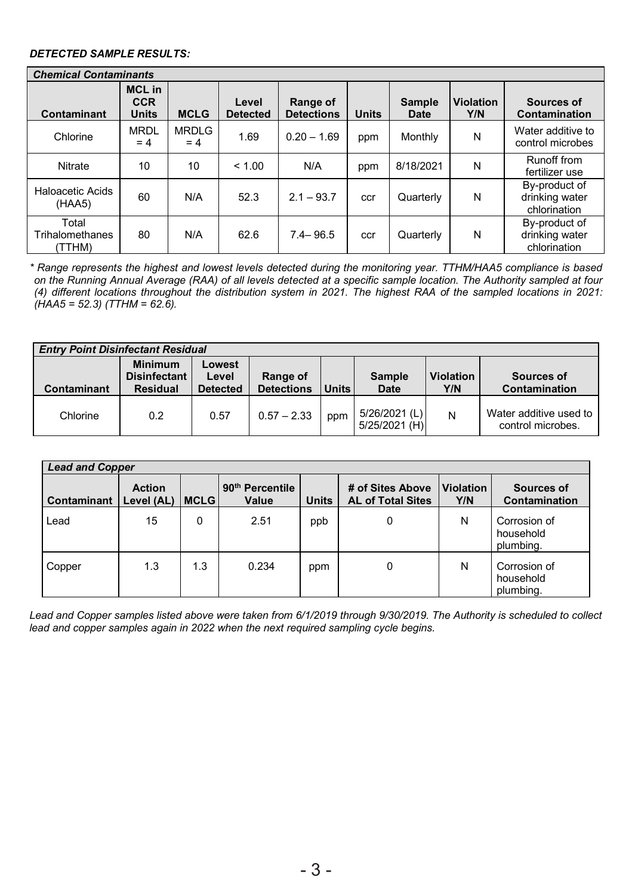***DETECTED SAMPLE RESULTS:***

| *Chemical Contaminants* | | | | | | | | |
|---|---|---|---|---|---|---|---|---|
| **Contaminant** | **MCL in CCR Units** | **MCLG** | **Level Detected** | **Range of Detections** | **Units** | **Sample Date** | **Violation Y/N** | **Sources of Contamination** |
| Chlorine | MRDL = 4 | MRDLG = 4 | 1.69 | 0.20 – 1.69 | ppm | Monthly | N | Water additive to control microbes |
| Nitrate | 10 | 10 | < 1.00 | N/A | ppm | 8/18/2021 | N | Runoff from fertilizer use |
| Haloacetic Acids (HAA5) | 60 | N/A | 52.3 | 2.1 – 93.7 | ccr | Quarterly | N | By-product of drinking water chlorination |
| Total Trihalomethanes (TTHM) | 80 | N/A | 62.6 | 7.4– 96.5 | ccr | Quarterly | N | By-product of drinking water chlorination |

*\* Range represents the highest and lowest levels detected during the monitoring year. TTHM/HAA5 compliance is based on the Running Annual Average (RAA) of all levels detected at a specific sample location. The Authority sampled at four (4) different locations throughout the distribution system in 2021. The highest RAA of the sampled locations in 2021: (HAA5 = 52.3) (TTHM = 62.6).*

| *Entry Point Disinfectant Residual* | | | | | | | |
|---|---|---|---|---|---|---|---|
| **Contaminant** | **Minimum Disinfectant Residual** | **Lowest Level Detected** | **Range of Detections** | **Units** | **Sample Date** | **Violation Y/N** | **Sources of Contamination** |
| Chlorine | 0.2 | 0.57 | 0.57 – 2.33 | ppm | 5/26/2021 (L) 5/25/2021 (H) | N | Water additive used to control microbes. |

| *Lead and Copper* | | | | | | | |
|---|---|---|---|---|---|---|---|
| **Contaminant** | **Action Level (AL)** | **MCLG** | **90th Percentile Value** | **Units** | **# of Sites Above AL of Total Sites** | **Violation Y/N** | **Sources of Contamination** |
| Lead | 15 | 0 | 2.51 | ppb | 0 | N | Corrosion of household plumbing. |
| Copper | 1.3 | 1.3 | 0.234 | ppm | 0 | N | Corrosion of household plumbing. |

*Lead and Copper samples listed above were taken from 6/1/2019 through 9/30/2019. The Authority is scheduled to collect lead and copper samples again in 2022 when the next required sampling cycle begins.*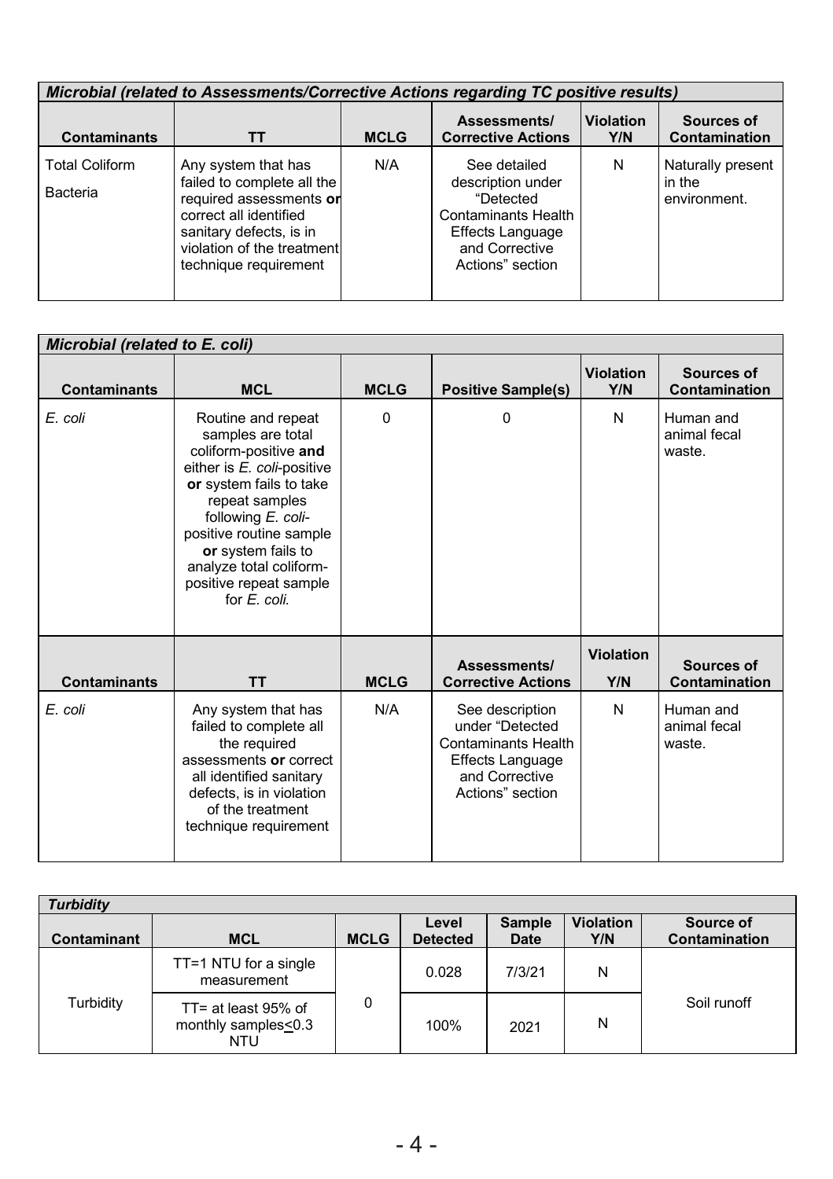| *Microbial (related to Assessments/Corrective Actions regarding TC positive results)* | | | | | |
|---|---|---|---|---|---|
| **Contaminants** | **TT** | **MCLG** | **Assessments/ Corrective Actions** | **Violation Y/N** | **Sources of Contamination** |
| Total Coliform Bacteria | Any system that has failed to complete all the required assessments **or** correct all identified sanitary defects, is in violation of the treatment technique requirement | N/A | See detailed description under "Detected Contaminants Health Effects Language and Corrective Actions" section | N | Naturally present in the environment. |

| *Microbial (related to E. coli)* | | | | | |
|---|---|---|---|---|---|
| **Contaminants** | **MCL** | **MCLG** | **Positive Sample(s)** | **Violation Y/N** | **Sources of Contamination** |
| *E. coli* | Routine and repeat samples are total coliform-positive **and** either is *E. coli*-positive **or** system fails to take repeat samples following *E. coli*-positive routine sample **or** system fails to analyze total coliform-positive repeat sample for *E. coli.* | 0 | 0 | N | Human and animal fecal waste. |
| **Contaminants** | **TT** | **MCLG** | **Assessments/ Corrective Actions** | **Violation Y/N** | **Sources of Contamination** |
| *E. coli* | Any system that has failed to complete all the required assessments **or** correct all identified sanitary defects, is in violation of the treatment technique requirement | N/A | See description under "Detected Contaminants Health Effects Language and Corrective Actions" section | N | Human and animal fecal waste. |

| *Turbidity* | | | | | | |
|---|---|---|---|---|---|---|
| **Contaminant** | **MCL** | **MCLG** | **Level Detected** | **Sample Date** | **Violation Y/N** | **Source of Contamination** |
| Turbidity | TT=1 NTU for a single measurement | 0 | 0.028 | 7/3/21 | N | Soil runoff |
| | TT= at least 95% of monthly samples≤0.3 NTU | | 100% | 2021 | N | |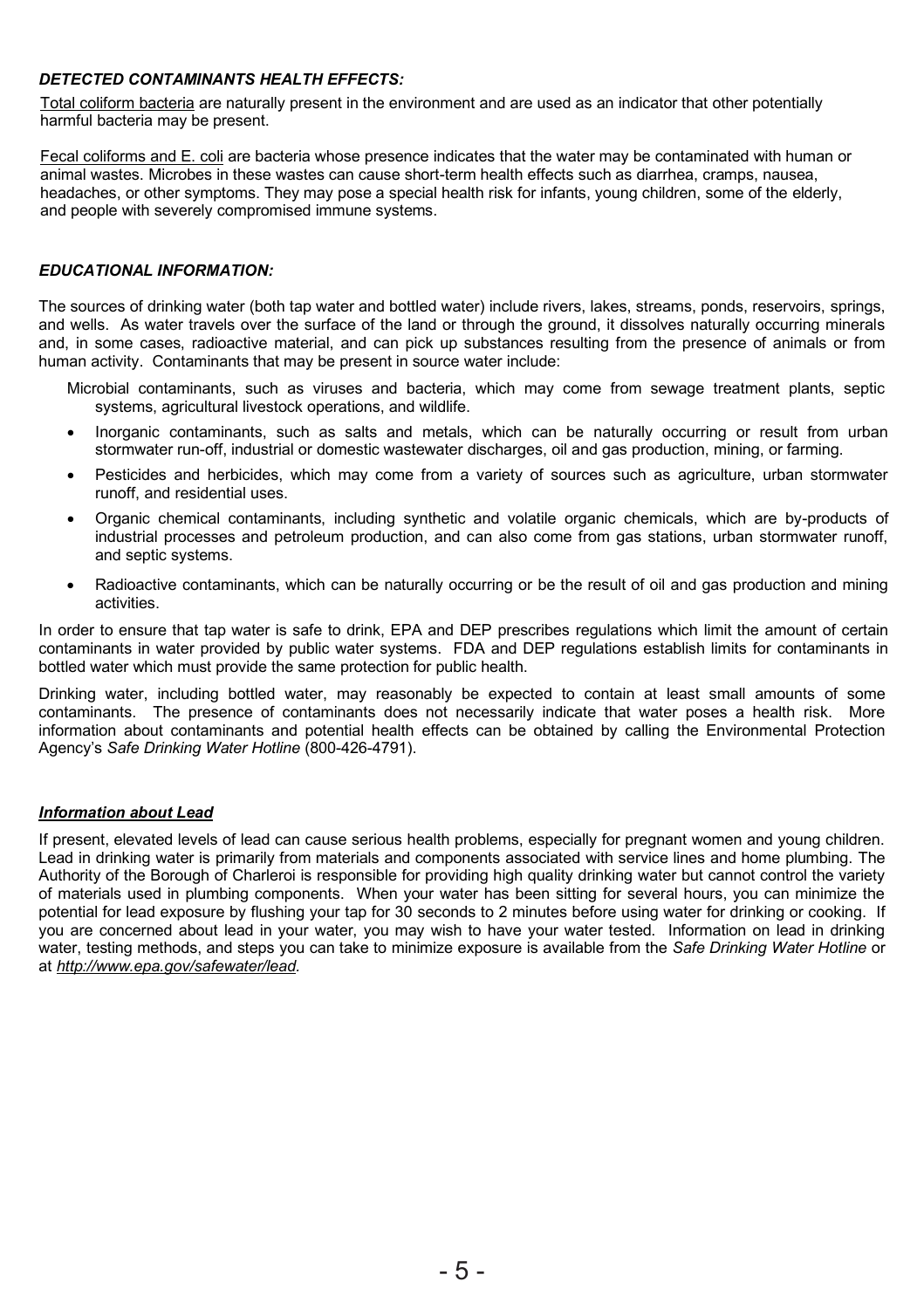***DETECTED CONTAMINANTS HEALTH EFFECTS:***

Total coliform bacteria are naturally present in the environment and are used as an indicator that other potentially harmful bacteria may be present.

Fecal coliforms and E. coli are bacteria whose presence indicates that the water may be contaminated with human or animal wastes. Microbes in these wastes can cause short-term health effects such as diarrhea, cramps, nausea, headaches, or other symptoms. They may pose a special health risk for infants, young children, some of the elderly, and people with severely compromised immune systems.

***EDUCATIONAL INFORMATION:***

The sources of drinking water (both tap water and bottled water) include rivers, lakes, streams, ponds, reservoirs, springs, and wells. As water travels over the surface of the land or through the ground, it dissolves naturally occurring minerals and, in some cases, radioactive material, and can pick up substances resulting from the presence of animals or from human activity. Contaminants that may be present in source water include:

Microbial contaminants, such as viruses and bacteria, which may come from sewage treatment plants, septic systems, agricultural livestock operations, and wildlife.

- Inorganic contaminants, such as salts and metals, which can be naturally occurring or result from urban stormwater run-off, industrial or domestic wastewater discharges, oil and gas production, mining, or farming.
- Pesticides and herbicides, which may come from a variety of sources such as agriculture, urban stormwater runoff, and residential uses.
- Organic chemical contaminants, including synthetic and volatile organic chemicals, which are by-products of industrial processes and petroleum production, and can also come from gas stations, urban stormwater runoff, and septic systems.
- Radioactive contaminants, which can be naturally occurring or be the result of oil and gas production and mining activities.

In order to ensure that tap water is safe to drink, EPA and DEP prescribes regulations which limit the amount of certain contaminants in water provided by public water systems. FDA and DEP regulations establish limits for contaminants in bottled water which must provide the same protection for public health.

Drinking water, including bottled water, may reasonably be expected to contain at least small amounts of some contaminants. The presence of contaminants does not necessarily indicate that water poses a health risk. More information about contaminants and potential health effects can be obtained by calling the Environmental Protection Agency's *Safe Drinking Water Hotline* (800-426-4791).

***Information about Lead***

If present, elevated levels of lead can cause serious health problems, especially for pregnant women and young children. Lead in drinking water is primarily from materials and components associated with service lines and home plumbing. The Authority of the Borough of Charleroi is responsible for providing high quality drinking water but cannot control the variety of materials used in plumbing components. When your water has been sitting for several hours, you can minimize the potential for lead exposure by flushing your tap for 30 seconds to 2 minutes before using water for drinking or cooking. If you are concerned about lead in your water, you may wish to have your water tested. Information on lead in drinking water, testing methods, and steps you can take to minimize exposure is available from the *Safe Drinking Water Hotline* or at *http://www.epa.gov/safewater/lead*.